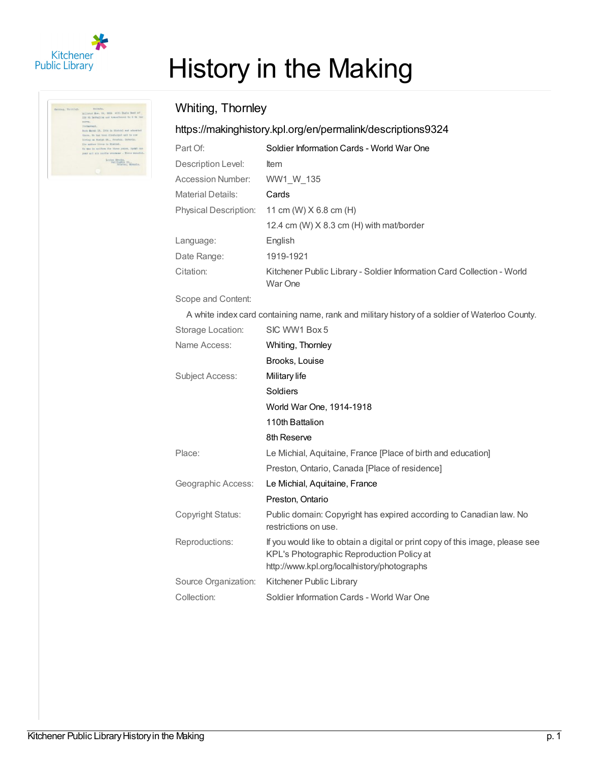# History in the Making

## Whiting, Thornley

https://makinghistory.kpl.org/en/permalink/descriptions9324

| | |
|---|---|
| Part Of: | Soldier Information Cards - World War One |
| Description Level: | Item |
| Accession Number: | WW1_W_135 |
| Material Details: | Cards |
| Physical Description: | 11 cm (W) X 6.8 cm (H) |
| | 12.4 cm (W) X 8.3 cm (H) with mat/border |
| Language: | English |
| Date Range: | 1919-1921 |
| Citation: | Kitchener Public Library - Soldier Information Card Collection - World War One |

Scope and Content:

A white index card containing name, rank and military history of a soldier of Waterloo County.

| | |
|---|---|
| Storage Location: | SIC WW1 Box 5 |
| Name Access: | Whiting, Thornley |
| | Brooks, Louise |
| Subject Access: | Military life |
| | Soldiers |
| | World War One, 1914-1918 |
| | 110th Battalion |
| | 8th Reserve |
| Place: | Le Michial, Aquitaine, France [Place of birth and education] |
| | Preston, Ontario, Canada [Place of residence] |
| Geographic Access: | Le Michial, Aquitaine, France |
| | Preston, Ontario |
| Copyright Status: | Public domain: Copyright has expired according to Canadian law. No restrictions on use. |
| Reproductions: | If you would like to obtain a digital or print copy of this image, please see KPL's Photographic Reproduction Policy at http://www.kpl.org/localhistory/photographs |
| Source Organization: | Kitchener Public Library |
| Collection: | Soldier Information Cards - World War One |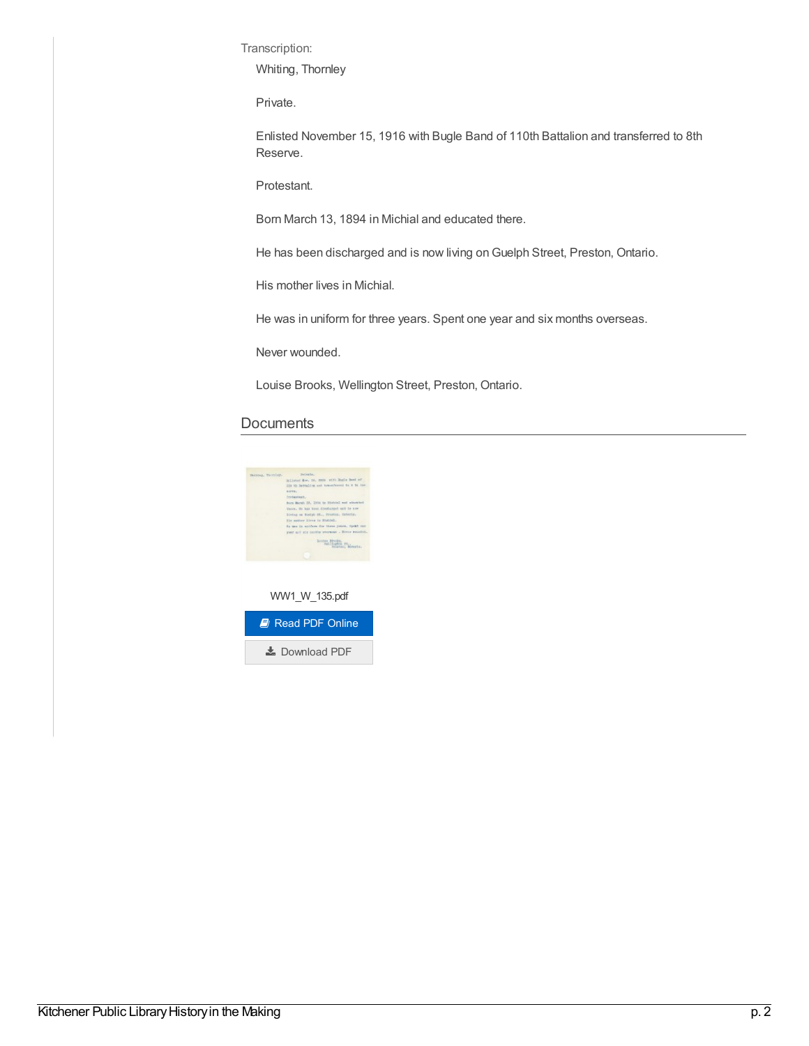Transcription:

Whiting, Thornley

Private.

Enlisted November 15, 1916 with Bugle Band of 110th Battalion and transferred to 8th Reserve.

Protestant.

Born March 13, 1894 in Michial and educated there.

He has been discharged and is now living on Guelph Street, Preston, Ontario.

His mother lives in Michial.

He was in uniform for three years. Spent one year and six months overseas.

Never wounded.

Louise Brooks, Wellington Street, Preston, Ontario.

## Documents

WW1_W_135.pdf

Read PDF Online

Download PDF